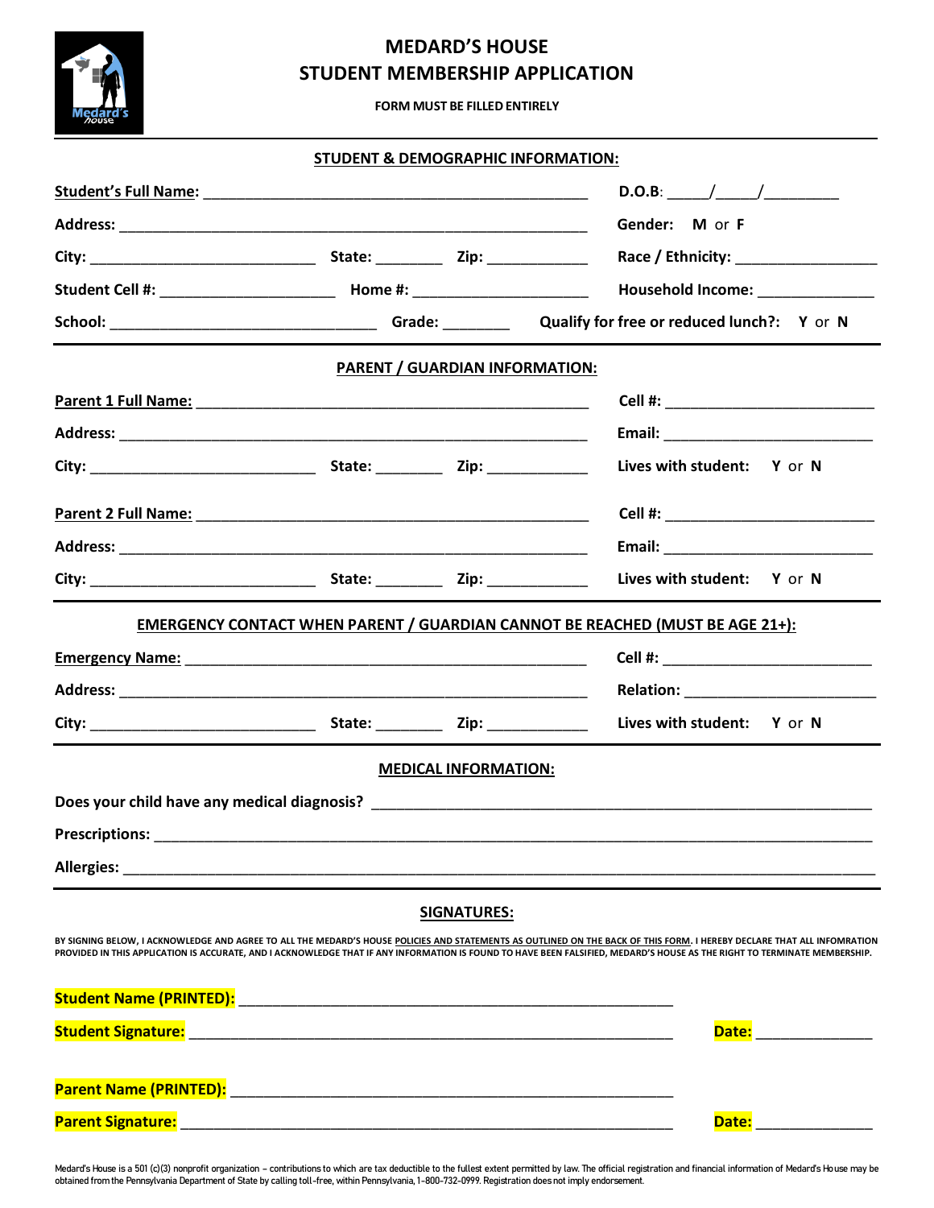# MEDARD'S HOUSE
## STUDENT MEMBERSHIP APPLICATION

**FORM MUST BE FILLED ENTIRELY**

### STUDENT & DEMOGRAPHIC INFORMATION:

**Student's Full Name:** ______________________________________________ **D.O.B**: _____/_____/_________

**Address:** ________________________________________________________ **Gender: M** or **F**

**City:** ___________________________ **State:** ________ **Zip:** ____________ **Race / Ethnicity:** _________________

**Student Cell #:** _____________________ **Home #:** _____________________ **Household Income:** ______________

**School:** ________________________________ **Grade:** ________ **Qualify for free or reduced lunch?: Y** or **N**

### PARENT / GUARDIAN INFORMATION:

**Parent 1 Full Name:** ______________________________________________ **Cell #:** _________________________

**Address:** ________________________________________________________ **Email:** _________________________

**City:** ___________________________ **State:** ________ **Zip:** ____________ **Lives with student: Y** or **N**

**Parent 2 Full Name:** ______________________________________________ **Cell #:** _________________________

**Address:** ________________________________________________________ **Email:** _________________________

**City:** ___________________________ **State:** ________ **Zip:** ____________ **Lives with student: Y** or **N**

### EMERGENCY CONTACT WHEN PARENT / GUARDIAN CANNOT BE REACHED (MUST BE AGE 21+):

**Emergency Name:** ______________________________________________ **Cell #:** _________________________

**Address:** ________________________________________________________ **Relation:** _______________________

**City:** ___________________________ **State:** ________ **Zip:** ____________ **Lives with student: Y** or **N**

### MEDICAL INFORMATION:

**Does your child have any medical diagnosis?** ___________________________________________________________

**Prescriptions:** _______________________________________________________________________________________

**Allergies:** ___________________________________________________________________________________________

### SIGNATURES:

BY SIGNING BELOW, I ACKNOWLEDGE AND AGREE TO ALL THE MEDARD'S HOUSE POLICIES AND STATEMENTS AS OUTLINED ON THE BACK OF THIS FORM. I HEREBY DECLARE THAT ALL INFOMRATION PROVIDED IN THIS APPLICATION IS ACCURATE, AND I ACKNOWLEDGE THAT IF ANY INFORMATION IS FOUND TO HAVE BEEN FALSIFIED, MEDARD'S HOUSE AS THE RIGHT TO TERMINATE MEMBERSHIP.

**Student Name (PRINTED):** _______________________________________________________

**Student Signature:** ___________________________________________________________ **Date:** ______________

**Parent Name (PRINTED):** _______________________________________________________

**Parent Signature:** ___________________________________________________________ **Date:** ______________

Medard's House is a 501 (c)(3) nonprofit organization – contributions to which are tax deductible to the fullest extent permitted by law. The official registration and financial information of Medard's House may be obtained from the Pennsylvania Department of State by calling toll-free, within Pennsylvania, 1-800-732-0999. Registration does not imply endorsement.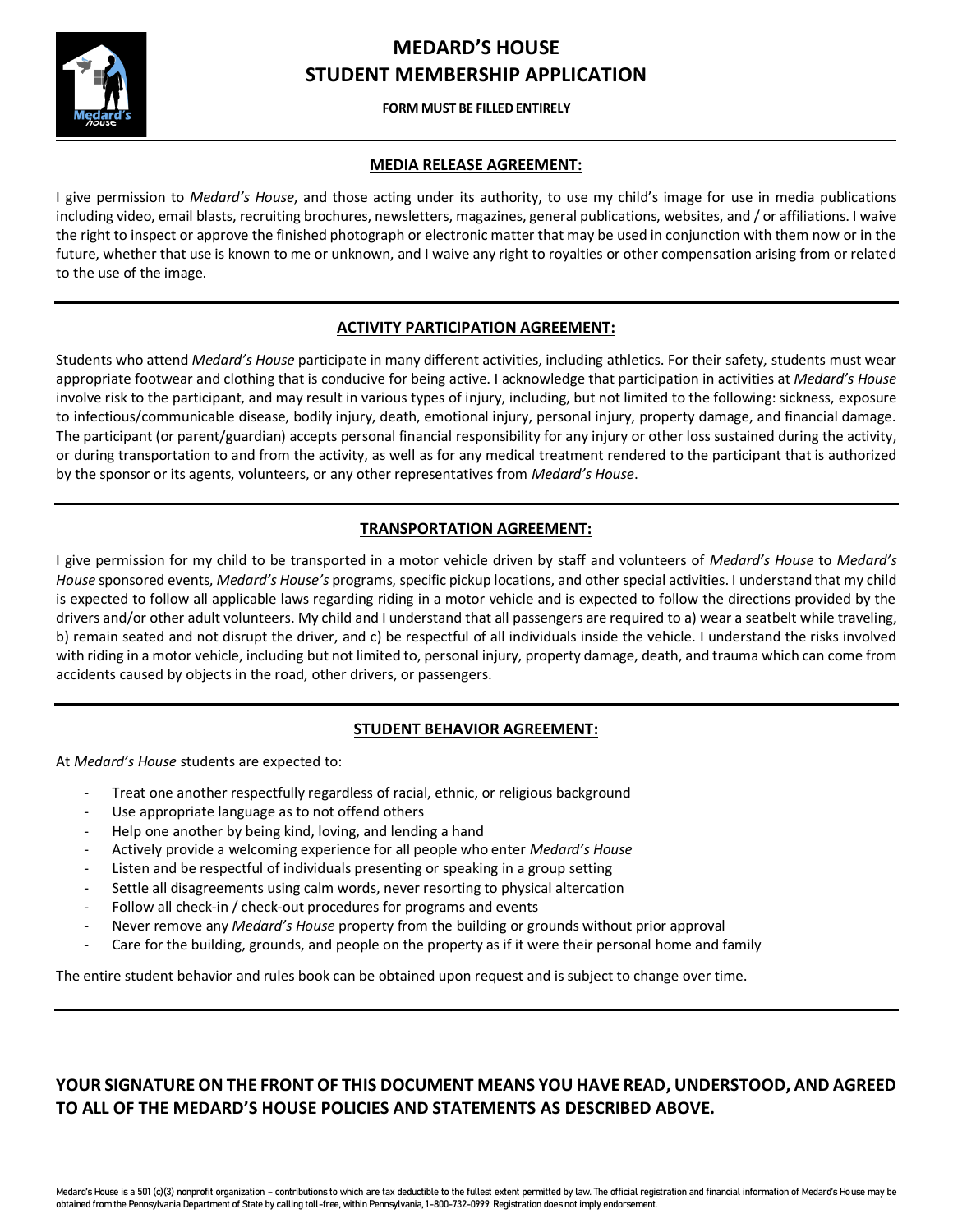# MEDARD'S HOUSE
# STUDENT MEMBERSHIP APPLICATION

**FORM MUST BE FILLED ENTIRELY**

## MEDIA RELEASE AGREEMENT:

I give permission to *Medard's House*, and those acting under its authority, to use my child's image for use in media publications including video, email blasts, recruiting brochures, newsletters, magazines, general publications, websites, and / or affiliations. I waive the right to inspect or approve the finished photograph or electronic matter that may be used in conjunction with them now or in the future, whether that use is known to me or unknown, and I waive any right to royalties or other compensation arising from or related to the use of the image.

## ACTIVITY PARTICIPATION AGREEMENT:

Students who attend *Medard's House* participate in many different activities, including athletics. For their safety, students must wear appropriate footwear and clothing that is conducive for being active. I acknowledge that participation in activities at *Medard's House* involve risk to the participant, and may result in various types of injury, including, but not limited to the following: sickness, exposure to infectious/communicable disease, bodily injury, death, emotional injury, personal injury, property damage, and financial damage. The participant (or parent/guardian) accepts personal financial responsibility for any injury or other loss sustained during the activity, or during transportation to and from the activity, as well as for any medical treatment rendered to the participant that is authorized by the sponsor or its agents, volunteers, or any other representatives from *Medard's House*.

## TRANSPORTATION AGREEMENT:

I give permission for my child to be transported in a motor vehicle driven by staff and volunteers of *Medard's House* to *Medard's House* sponsored events, *Medard's House's* programs, specific pickup locations, and other special activities. I understand that my child is expected to follow all applicable laws regarding riding in a motor vehicle and is expected to follow the directions provided by the drivers and/or other adult volunteers. My child and I understand that all passengers are required to a) wear a seatbelt while traveling, b) remain seated and not disrupt the driver, and c) be respectful of all individuals inside the vehicle. I understand the risks involved with riding in a motor vehicle, including but not limited to, personal injury, property damage, death, and trauma which can come from accidents caused by objects in the road, other drivers, or passengers.

## STUDENT BEHAVIOR AGREEMENT:

At *Medard's House* students are expected to:

- Treat one another respectfully regardless of racial, ethnic, or religious background
- Use appropriate language as to not offend others
- Help one another by being kind, loving, and lending a hand
- Actively provide a welcoming experience for all people who enter *Medard's House*
- Listen and be respectful of individuals presenting or speaking in a group setting
- Settle all disagreements using calm words, never resorting to physical altercation
- Follow all check-in / check-out procedures for programs and events
- Never remove any *Medard's House* property from the building or grounds without prior approval
- Care for the building, grounds, and people on the property as if it were their personal home and family

The entire student behavior and rules book can be obtained upon request and is subject to change over time.

**YOUR SIGNATURE ON THE FRONT OF THIS DOCUMENT MEANS YOU HAVE READ, UNDERSTOOD, AND AGREED TO ALL OF THE MEDARD'S HOUSE POLICIES AND STATEMENTS AS DESCRIBED ABOVE.**

Medard's House is a 501 (c)(3) nonprofit organization – contributions to which are tax deductible to the fullest extent permitted by law. The official registration and financial information of Medard's House may be obtained from the Pennsylvania Department of State by calling toll-free, within Pennsylvania, 1-800-732-0999. Registration does not imply endorsement.